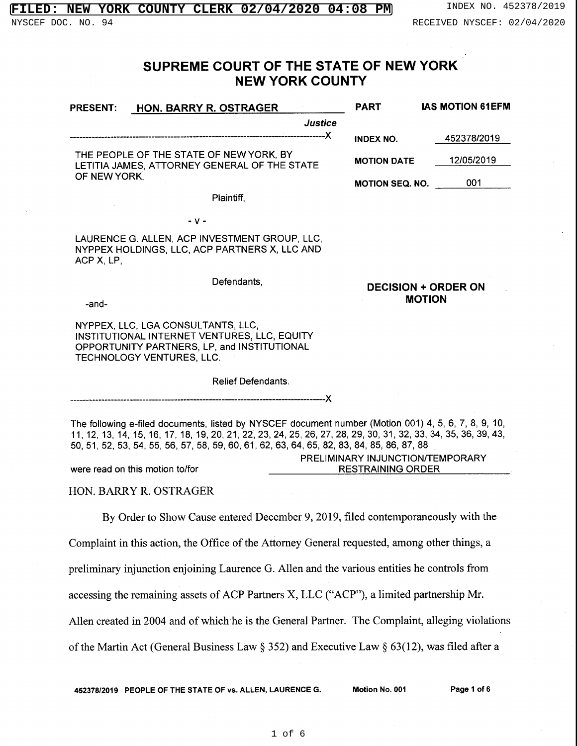# SUPREME COURT OF THE STATE OF NEW YORK
# NEW YORK COUNTY

| | |
|---|---|
| **PRESENT:** HON. BARRY R. OSTRAGER, *Justice* | **PART** IAS MOTION 61EFM |
| THE PEOPLE OF THE STATE OF NEW YORK, BY LETITIA JAMES, ATTORNEY GENERAL OF THE STATE OF NEW YORK, Plaintiff, | **INDEX NO.** 452378/2019 |
| - v - | **MOTION DATE** 12/05/2019 |
| LAURENCE G. ALLEN, ACP INVESTMENT GROUP, LLC, NYPPEX HOLDINGS, LLC, ACP PARTNERS X, LLC AND ACP X, LP, Defendants, | **MOTION SEQ. NO.** 001 |
| -and- | **DECISION + ORDER ON MOTION** |
| NYPPEX, LLC, LGA CONSULTANTS, LLC, INSTITUTIONAL INTERNET VENTURES, LLC, EQUITY OPPORTUNITY PARTNERS, LP, and INSTITUTIONAL TECHNOLOGY VENTURES, LLC. Relief Defendants. | |

The following e-filed documents, listed by NYSCEF document number (Motion 001) 4, 5, 6, 7, 8, 9, 10, 11, 12, 13, 14, 15, 16, 17, 18, 19, 20, 21, 22, 23, 24, 25, 26, 27, 28, 29, 30, 31, 32, 33, 34, 35, 36, 39, 43, 50, 51, 52, 53, 54, 55, 56, 57, 58, 59, 60, 61, 62, 63, 64, 65, 82, 83, 84, 85, 86, 87, 88

were read on this motion to/for PRELIMINARY INJUNCTION/TEMPORARY RESTRAINING ORDER.

HON. BARRY R. OSTRAGER

By Order to Show Cause entered December 9, 2019, filed contemporaneously with the Complaint in this action, the Office of the Attorney General requested, among other things, a preliminary injunction enjoining Laurence G. Allen and the various entities he controls from accessing the remaining assets of ACP Partners X, LLC ("ACP"), a limited partnership Mr. Allen created in 2004 and of which he is the General Partner. The Complaint, alleging violations of the Martin Act (General Business Law § 352) and Executive Law § 63(12), was filed after a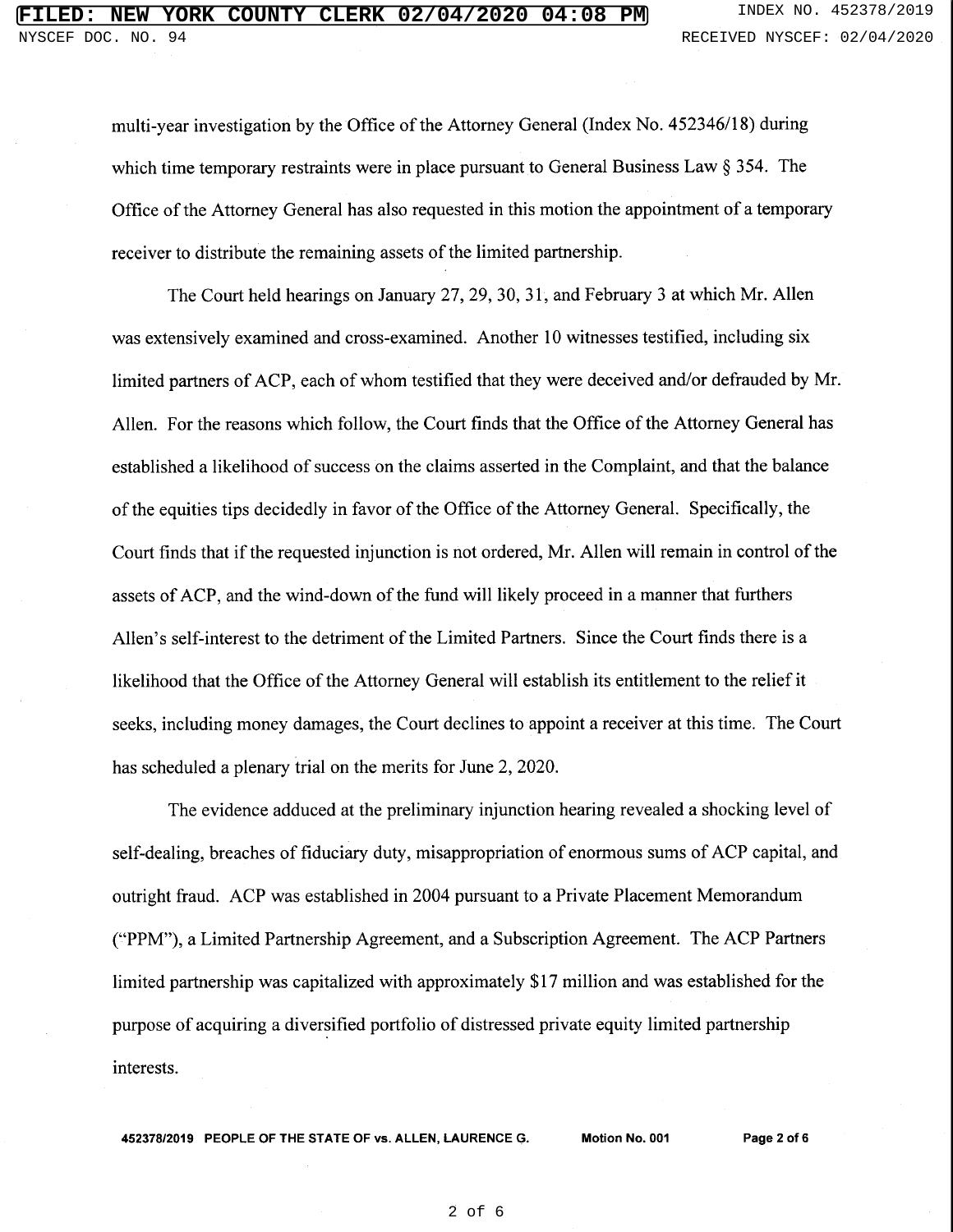multi-year investigation by the Office of the Attorney General (Index No. 452346/18) during which time temporary restraints were in place pursuant to General Business Law § 354. The Office of the Attorney General has also requested in this motion the appointment of a temporary receiver to distribute the remaining assets of the limited partnership.

The Court held hearings on January 27, 29, 30, 31, and February 3 at which Mr. Allen was extensively examined and cross-examined. Another 10 witnesses testified, including six limited partners of ACP, each of whom testified that they were deceived and/or defrauded by Mr. Allen. For the reasons which follow, the Court finds that the Office of the Attorney General has established a likelihood of success on the claims asserted in the Complaint, and that the balance of the equities tips decidedly in favor of the Office of the Attorney General. Specifically, the Court finds that if the requested injunction is not ordered, Mr. Allen will remain in control of the assets of ACP, and the wind-down of the fund will likely proceed in a manner that furthers Allen's self-interest to the detriment of the Limited Partners. Since the Court finds there is a likelihood that the Office of the Attorney General will establish its entitlement to the relief it seeks, including money damages, the Court declines to appoint a receiver at this time. The Court has scheduled a plenary trial on the merits for June 2, 2020.

The evidence adduced at the preliminary injunction hearing revealed a shocking level of self-dealing, breaches of fiduciary duty, misappropriation of enormous sums of ACP capital, and outright fraud. ACP was established in 2004 pursuant to a Private Placement Memorandum ("PPM"), a Limited Partnership Agreement, and a Subscription Agreement. The ACP Partners limited partnership was capitalized with approximately $17 million and was established for the purpose of acquiring a diversified portfolio of distressed private equity limited partnership interests.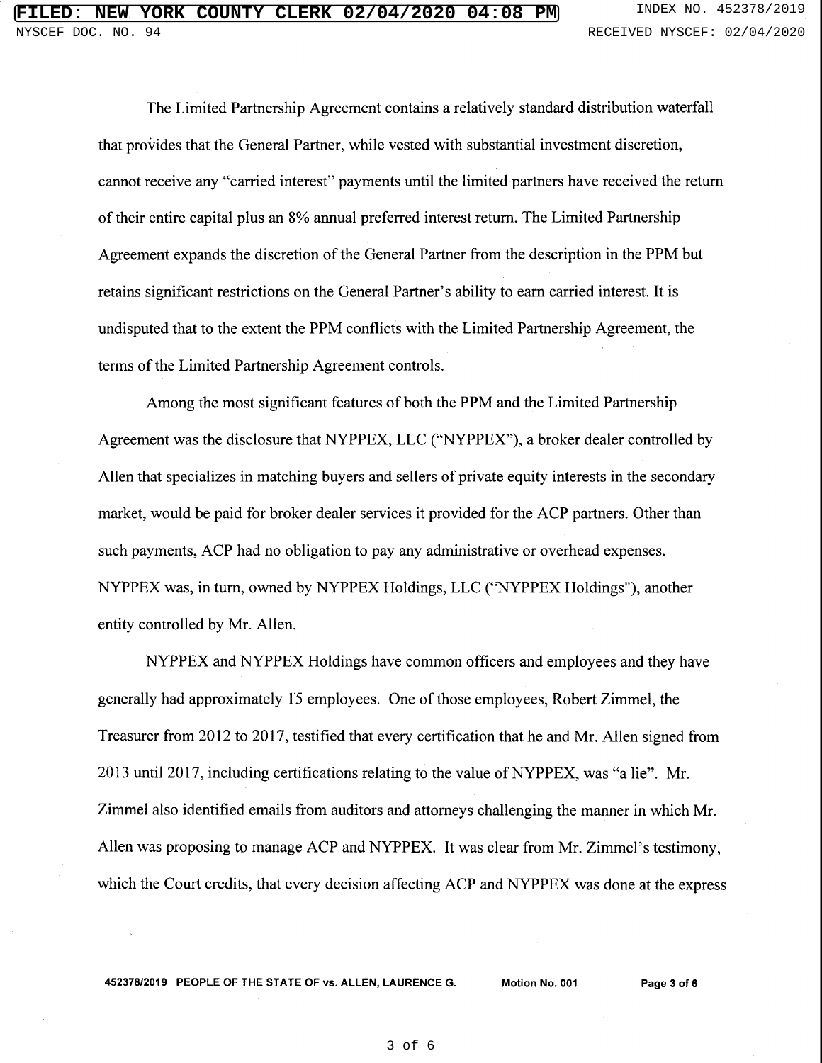The Limited Partnership Agreement contains a relatively standard distribution waterfall that provides that the General Partner, while vested with substantial investment discretion, cannot receive any "carried interest" payments until the limited partners have received the return of their entire capital plus an 8% annual preferred interest return. The Limited Partnership Agreement expands the discretion of the General Partner from the description in the PPM but retains significant restrictions on the General Partner's ability to earn carried interest. It is undisputed that to the extent the PPM conflicts with the Limited Partnership Agreement, the terms of the Limited Partnership Agreement controls.

Among the most significant features of both the PPM and the Limited Partnership Agreement was the disclosure that NYPPEX, LLC ("NYPPEX"), a broker dealer controlled by Allen that specializes in matching buyers and sellers of private equity interests in the secondary market, would be paid for broker dealer services it provided for the ACP partners. Other than such payments, ACP had no obligation to pay any administrative or overhead expenses. NYPPEX was, in turn, owned by NYPPEX Holdings, LLC ("NYPPEX Holdings"), another entity controlled by Mr. Allen.

NYPPEX and NYPPEX Holdings have common officers and employees and they have generally had approximately 15 employees. One of those employees, Robert Zimmel, the Treasurer from 2012 to 2017, testified that every certification that he and Mr. Allen signed from 2013 until 2017, including certifications relating to the value of NYPPEX, was "a lie". Mr. Zimmel also identified emails from auditors and attorneys challenging the manner in which Mr. Allen was proposing to manage ACP and NYPPEX. It was clear from Mr. Zimmel's testimony, which the Court credits, that every decision affecting ACP and NYPPEX was done at the express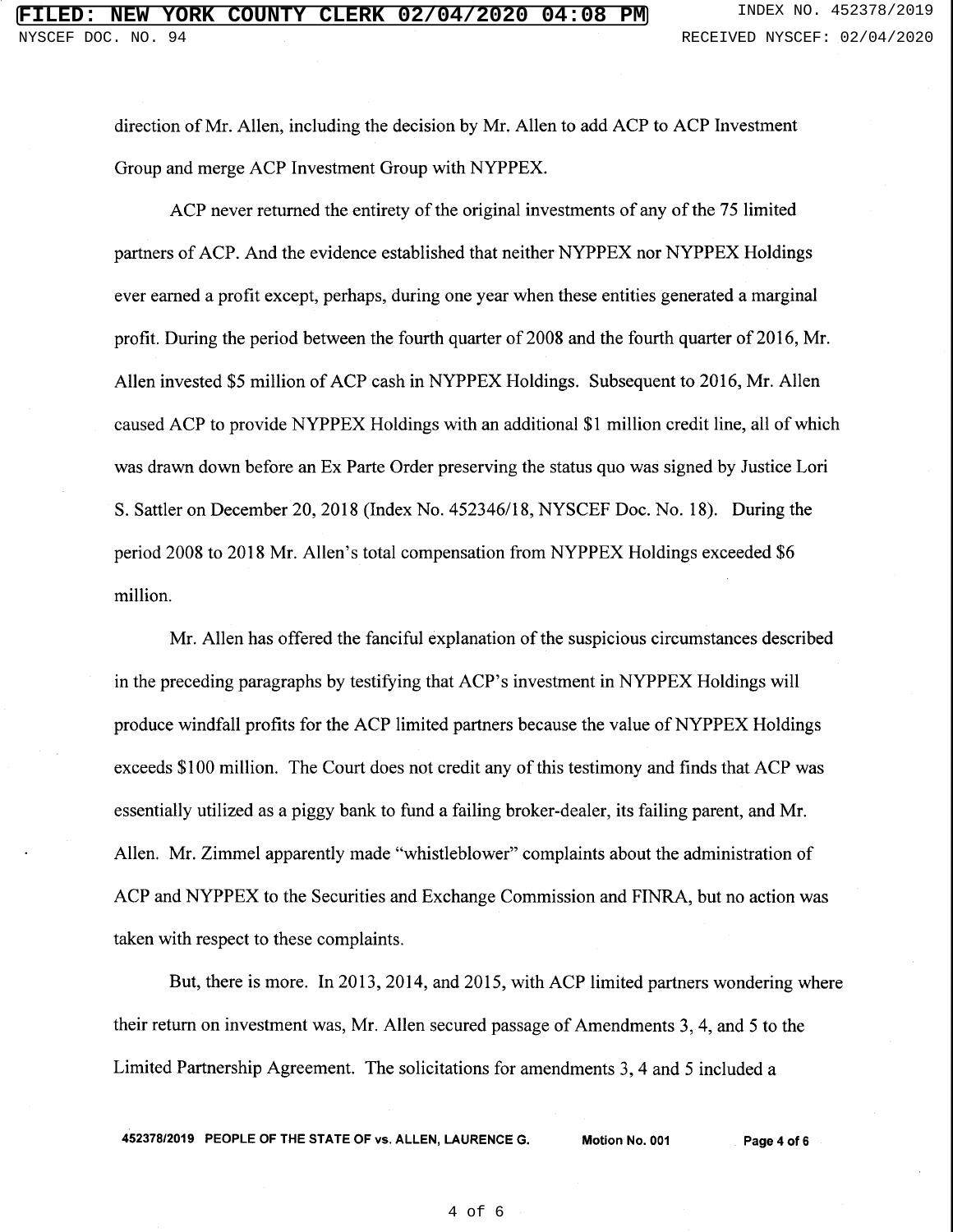direction of Mr. Allen, including the decision by Mr. Allen to add ACP to ACP Investment Group and merge ACP Investment Group with NYPPEX.

ACP never returned the entirety of the original investments of any of the 75 limited partners of ACP. And the evidence established that neither NYPPEX nor NYPPEX Holdings ever earned a profit except, perhaps, during one year when these entities generated a marginal profit. During the period between the fourth quarter of 2008 and the fourth quarter of 2016, Mr. Allen invested $5 million of ACP cash in NYPPEX Holdings. Subsequent to 2016, Mr. Allen caused ACP to provide NYPPEX Holdings with an additional $1 million credit line, all of which was drawn down before an Ex Parte Order preserving the status quo was signed by Justice Lori S. Sattler on December 20, 2018 (Index No. 452346/18, NYSCEF Doc. No. 18). During the period 2008 to 2018 Mr. Allen's total compensation from NYPPEX Holdings exceeded $6 million.

Mr. Allen has offered the fanciful explanation of the suspicious circumstances described in the preceding paragraphs by testifying that ACP's investment in NYPPEX Holdings will produce windfall profits for the ACP limited partners because the value of NYPPEX Holdings exceeds $100 million. The Court does not credit any of this testimony and finds that ACP was essentially utilized as a piggy bank to fund a failing broker-dealer, its failing parent, and Mr. Allen. Mr. Zimmel apparently made "whistleblower" complaints about the administration of ACP and NYPPEX to the Securities and Exchange Commission and FINRA, but no action was taken with respect to these complaints.

But, there is more. In 2013, 2014, and 2015, with ACP limited partners wondering where their return on investment was, Mr. Allen secured passage of Amendments 3, 4, and 5 to the Limited Partnership Agreement. The solicitations for amendments 3, 4 and 5 included a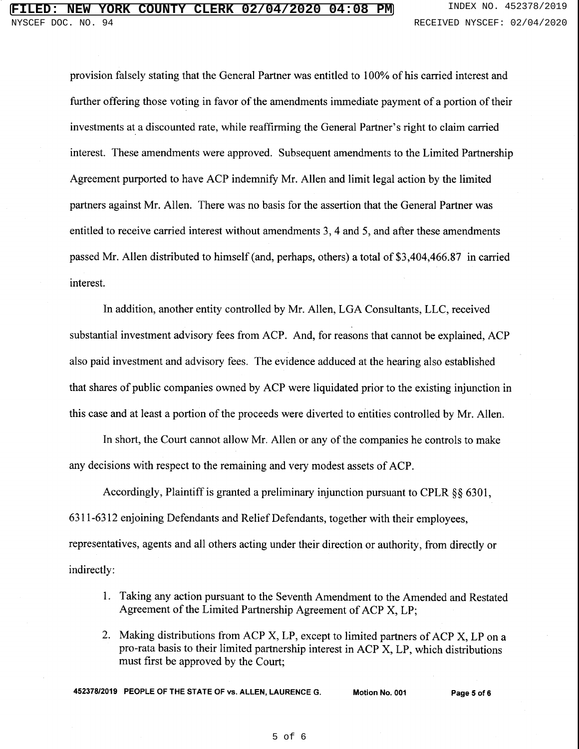provision falsely stating that the General Partner was entitled to 100% of his carried interest and further offering those voting in favor of the amendments immediate payment of a portion of their investments at a discounted rate, while reaffirming the General Partner's right to claim carried interest. These amendments were approved. Subsequent amendments to the Limited Partnership Agreement purported to have ACP indemnify Mr. Allen and limit legal action by the limited partners against Mr. Allen. There was no basis for the assertion that the General Partner was entitled to receive carried interest without amendments 3, 4 and 5, and after these amendments passed Mr. Allen distributed to himself (and, perhaps, others) a total of $3,404,466.87 in carried interest.

In addition, another entity controlled by Mr. Allen, LGA Consultants, LLC, received substantial investment advisory fees from ACP. And, for reasons that cannot be explained, ACP also paid investment and advisory fees. The evidence adduced at the hearing also established that shares of public companies owned by ACP were liquidated prior to the existing injunction in this case and at least a portion of the proceeds were diverted to entities controlled by Mr. Allen.

In short, the Court cannot allow Mr. Allen or any of the companies he controls to make any decisions with respect to the remaining and very modest assets of ACP.

Accordingly, Plaintiff is granted a preliminary injunction pursuant to CPLR §§ 6301, 6311-6312 enjoining Defendants and Relief Defendants, together with their employees, representatives, agents and all others acting under their direction or authority, from directly or indirectly:

1. Taking any action pursuant to the Seventh Amendment to the Amended and Restated Agreement of the Limited Partnership Agreement of ACP X, LP;
2. Making distributions from ACP X, LP, except to limited partners of ACP X, LP on a pro-rata basis to their limited partnership interest in ACP X, LP, which distributions must first be approved by the Court;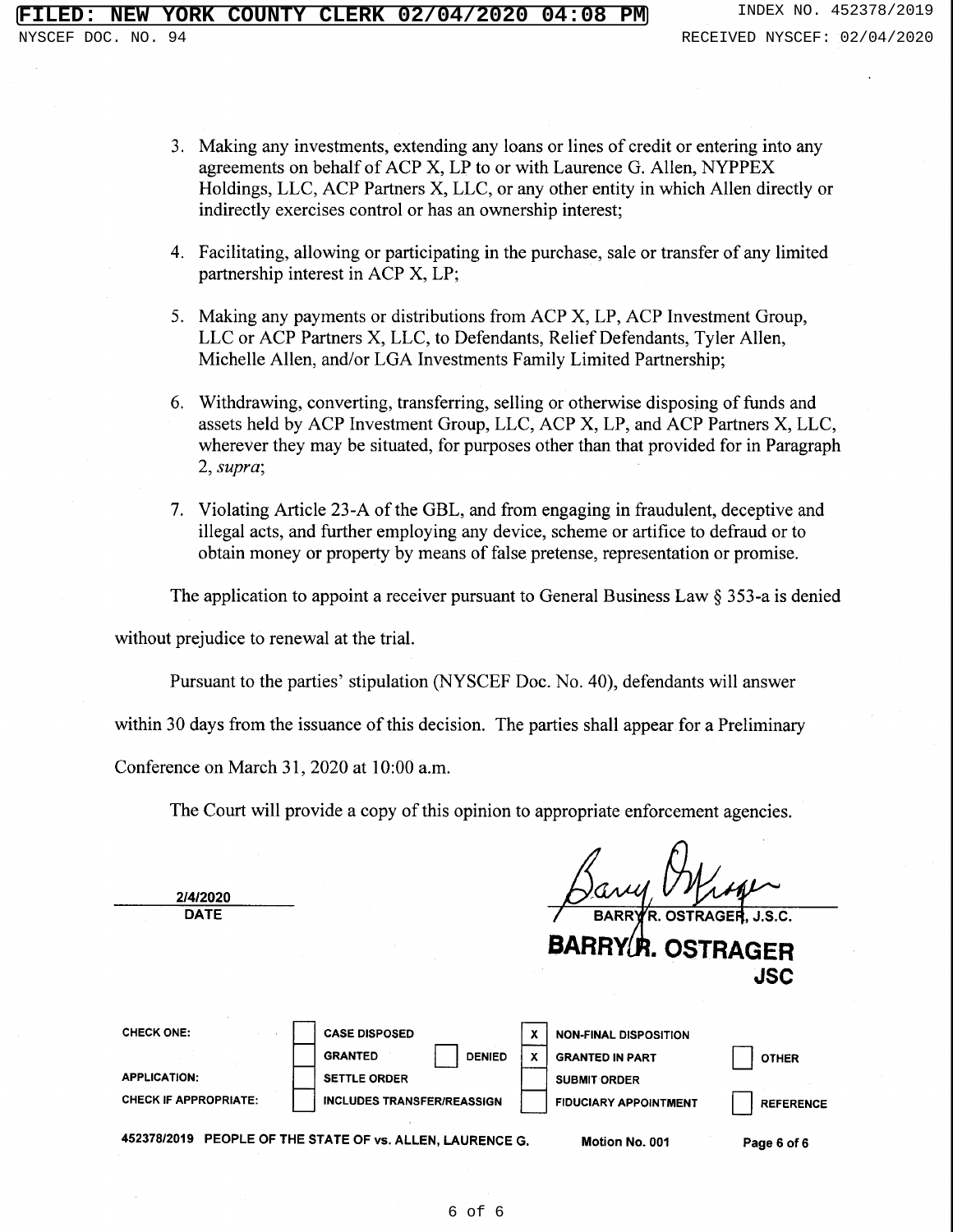3. Making any investments, extending any loans or lines of credit or entering into any agreements on behalf of ACP X, LP to or with Laurence G. Allen, NYPPEX Holdings, LLC, ACP Partners X, LLC, or any other entity in which Allen directly or indirectly exercises control or has an ownership interest;

4. Facilitating, allowing or participating in the purchase, sale or transfer of any limited partnership interest in ACP X, LP;

5. Making any payments or distributions from ACP X, LP, ACP Investment Group, LLC or ACP Partners X, LLC, to Defendants, Relief Defendants, Tyler Allen, Michelle Allen, and/or LGA Investments Family Limited Partnership;

6. Withdrawing, converting, transferring, selling or otherwise disposing of funds and assets held by ACP Investment Group, LLC, ACP X, LP, and ACP Partners X, LLC, wherever they may be situated, for purposes other than that provided for in Paragraph 2, *supra*;

7. Violating Article 23-A of the GBL, and from engaging in fraudulent, deceptive and illegal acts, and further employing any device, scheme or artifice to defraud or to obtain money or property by means of false pretense, representation or promise.

The application to appoint a receiver pursuant to General Business Law § 353-a is denied without prejudice to renewal at the trial.

Pursuant to the parties' stipulation (NYSCEF Doc. No. 40), defendants will answer within 30 days from the issuance of this decision. The parties shall appear for a Preliminary Conference on March 31, 2020 at 10:00 a.m.

The Court will provide a copy of this opinion to appropriate enforcement agencies.

2/4/2020
DATE

BARRY R. OSTRAGER, J.S.C.

**BARRY R. OSTRAGER**
**JSC**

| | | | | | | |
|---|---|---|---|---|---|---|
| CHECK ONE: | ☐ CASE DISPOSED | | | ☒ NON-FINAL DISPOSITION | | |
| | ☐ GRANTED | ☐ DENIED | | ☒ GRANTED IN PART | | ☐ OTHER |
| APPLICATION: | SETTLE ORDER | | | SUBMIT ORDER | | |
| CHECK IF APPROPRIATE: | ☐ INCLUDES TRANSFER/REASSIGN | | | ☐ FIDUCIARY APPOINTMENT | | ☐ REFERENCE |

452378/2019 PEOPLE OF THE STATE OF vs. ALLEN, LAURENCE G. Motion No. 001 Page 6 of 6